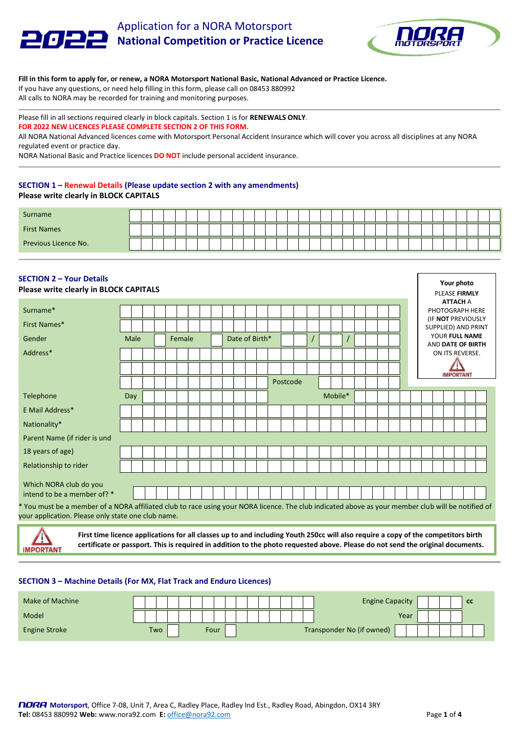# 2022 Application for a NORA Motorsport National Competition or Practice Licence

**Fill in this form to apply for, or renew, a NORA Motorsport National Basic, National Advanced or Practice Licence.**
If you have any questions, or need help filling in this form, please call on 08453 880992
All calls to NORA may be recorded for training and monitoring purposes.

Please fill in all sections required clearly in block capitals. Section 1 is for **RENEWALS ONLY**.
**FOR 2022 NEW LICENCES PLEASE COMPLETE SECTION 2 OF THIS FORM.**
All NORA National Advanced licences come with Motorsport Personal Accident Insurance which will cover you across all disciplines at any NORA regulated event or practice day.
NORA National Basic and Practice licences **DO NOT** include personal accident insurance.

## SECTION 1 – Renewal Details (Please update section 2 with any amendments)

**Please write clearly in BLOCK CAPITALS**

| | |
|---|---|
| Surname | |
| First Names | |
| Previous Licence No. | |

## SECTION 2 – Your Details

**Please write clearly in BLOCK CAPITALS**

| | |
|---|---|
| Surname* | |
| First Names* | |
| Gender | Male ☐ Female ☐ Date of Birth* __ / __ / ____ |
| Address* | |
| | |
| | Postcode |
| Telephone | Day Mobile* |
| E Mail Address* | |
| Nationality* | |
| Parent Name (if rider is und 18 years of age) | |
| Relationship to rider | |
| Which NORA club do you intend to be a member of? * | |

**Your photo**
PLEASE **FIRMLY ATTACH** A PHOTOGRAPH HERE (IF **NOT** PREVIOUSLY SUPPLIED) AND PRINT YOUR **FULL NAME** AND **DATE OF BIRTH** ON ITS REVERSE.
IMPORTANT

* You must be a member of a NORA affiliated club to race using your NORA licence. The club indicated above as your member club will be notified of your application. Please only state one club name.

IMPORTANT **First time licence applications for all classes up to and including Youth 250cc will also require a copy of the competitors birth certificate or passport. This is required in addition to the photo requested above. Please do not send the original documents.**

## SECTION 3 – Machine Details (For MX, Flat Track and Enduro Licences)

| | | | |
|---|---|---|---|
| Make of Machine | | Engine Capacity | cc |
| Model | | Year | |
| Engine Stroke | Two ☐ Four ☐ | Transponder No (if owned) | |

**NORA Motorsport**, Office 7-08, Unit 7, Area C, Radley Place, Radley Ind Est., Radley Road, Abingdon, OX14 3RY
**Tel:** 08453 880992 **Web:** www.nora92.com **E:** office@nora92.com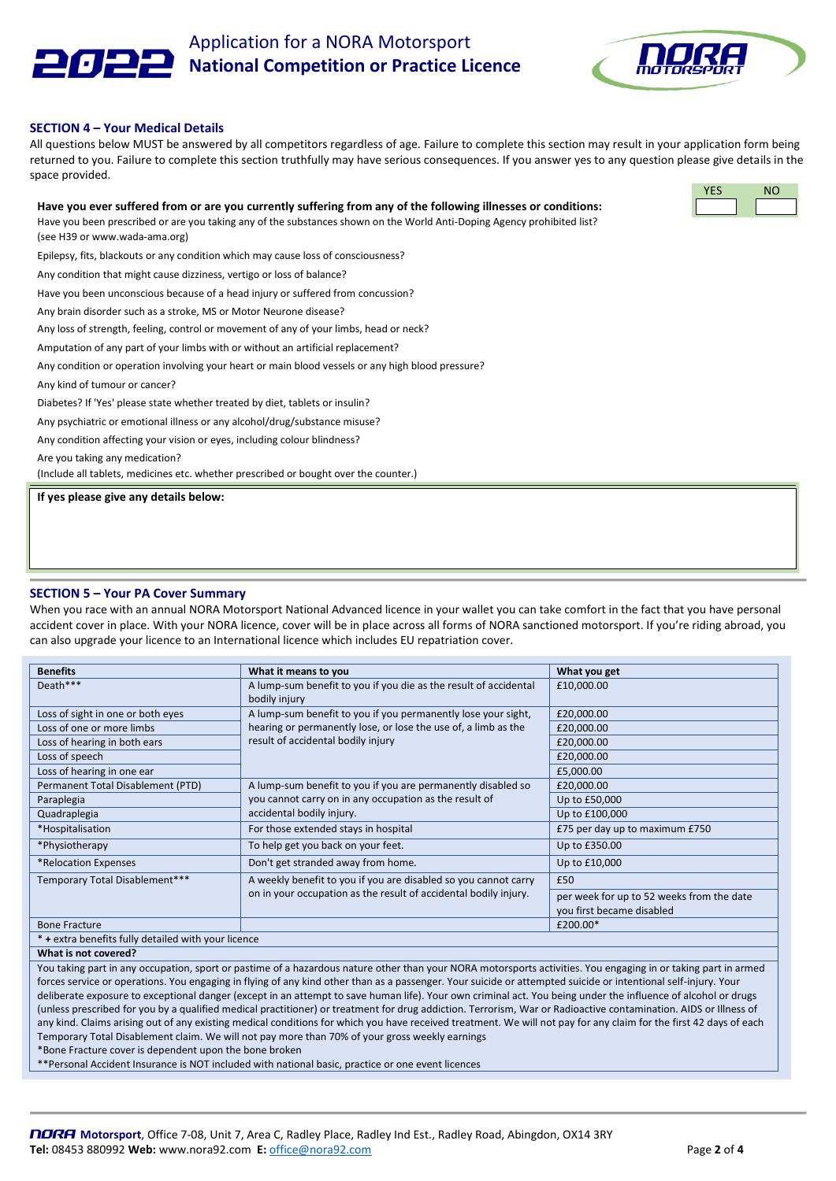## SECTION 4 – Your Medical Details

All questions below MUST be answered by all competitors regardless of age. Failure to complete this section may result in your application form being returned to you. Failure to complete this section truthfully may have serious consequences. If you answer yes to any question please give details in the space provided.

**Have you ever suffered from or are you currently suffering from any of the following illnesses or conditions:**

| | YES | NO |
|---|---|---|
| Have you been prescribed or are you taking any of the substances shown on the World Anti-Doping Agency prohibited list? (see H39 or www.wada-ama.org) | | |
| Epilepsy, fits, blackouts or any condition which may cause loss of consciousness? | | |
| Any condition that might cause dizziness, vertigo or loss of balance? | | |
| Have you been unconscious because of a head injury or suffered from concussion? | | |
| Any brain disorder such as a stroke, MS or Motor Neurone disease? | | |
| Any loss of strength, feeling, control or movement of any of your limbs, head or neck? | | |
| Amputation of any part of your limbs with or without an artificial replacement? | | |
| Any condition or operation involving your heart or main blood vessels or any high blood pressure? | | |
| Any kind of tumour or cancer? | | |
| Diabetes? If 'Yes' please state whether treated by diet, tablets or insulin? | | |
| Any psychiatric or emotional illness or any alcohol/drug/substance misuse? | | |
| Any condition affecting your vision or eyes, including colour blindness? | | |
| Are you taking any medication? (Include all tablets, medicines etc. whether prescribed or bought over the counter.) | | |

**If yes please give any details below:**

## SECTION 5 – Your PA Cover Summary

When you race with an annual NORA Motorsport National Advanced licence in your wallet you can take comfort in the fact that you have personal accident cover in place. With your NORA licence, cover will be in place across all forms of NORA sanctioned motorsport. If you're riding abroad, you can also upgrade your licence to an International licence which includes EU repatriation cover.

| Benefits | What it means to you | What you get |
|---|---|---|
| Death*** | A lump-sum benefit to you if you die as the result of accidental bodily injury | £10,000.00 |
| Loss of sight in one or both eyes | A lump-sum benefit to you if you permanently lose your sight, hearing or permanently lose, or lose the use of, a limb as the result of accidental bodily injury | £20,000.00 |
| Loss of one or more limbs | | £20,000.00 |
| Loss of hearing in both ears | | £20,000.00 |
| Loss of speech | | £20,000.00 |
| Loss of hearing in one ear | | £5,000.00 |
| Permanent Total Disablement (PTD) | A lump-sum benefit to you if you are permanently disabled so you cannot carry on in any occupation as the result of accidental bodily injury. | £20,000.00 |
| Paraplegia | | Up to £50,000 |
| Quadraplegia | | Up to £100,000 |
| *Hospitalisation | For those extended stays in hospital | £75 per day up to maximum £750 |
| *Physiotherapy | To help get you back on your feet. | Up to £350.00 |
| *Relocation Expenses | Don't get stranded away from home. | Up to £10,000 |
| Temporary Total Disablement*** | A weekly benefit to you if you are disabled so you cannot carry on in your occupation as the result of accidental bodily injury. | £50 per week for up to 52 weeks from the date you first became disabled |
| Bone Fracture | | £200.00* |

* **+** extra benefits fully detailed with your licence

**What is not covered?**

You taking part in any occupation, sport or pastime of a hazardous nature other than your NORA motorsports activities. You engaging in or taking part in armed forces service or operations. You engaging in flying of any kind other than as a passenger. Your suicide or attempted suicide or intentional self-injury. Your deliberate exposure to exceptional danger (except in an attempt to save human life). Your own criminal act. You being under the influence of alcohol or drugs (unless prescribed for you by a qualified medical practitioner) or treatment for drug addiction. Terrorism, War or Radioactive contamination. AIDS or Illness of any kind. Claims arising out of any existing medical conditions for which you have received treatment. We will not pay for any claim for the first 42 days of each Temporary Total Disablement claim. We will not pay more than 70% of your gross weekly earnings

*Bone Fracture cover is dependent upon the bone broken

**Personal Accident Insurance is NOT included with national basic, practice or one event licences

**NORA Motorsport**, Office 7-08, Unit 7, Area C, Radley Place, Radley Ind Est., Radley Road, Abingdon, OX14 3RY
**Tel:** 08453 880992 **Web:** www.nora92.com **E:** office@nora92.com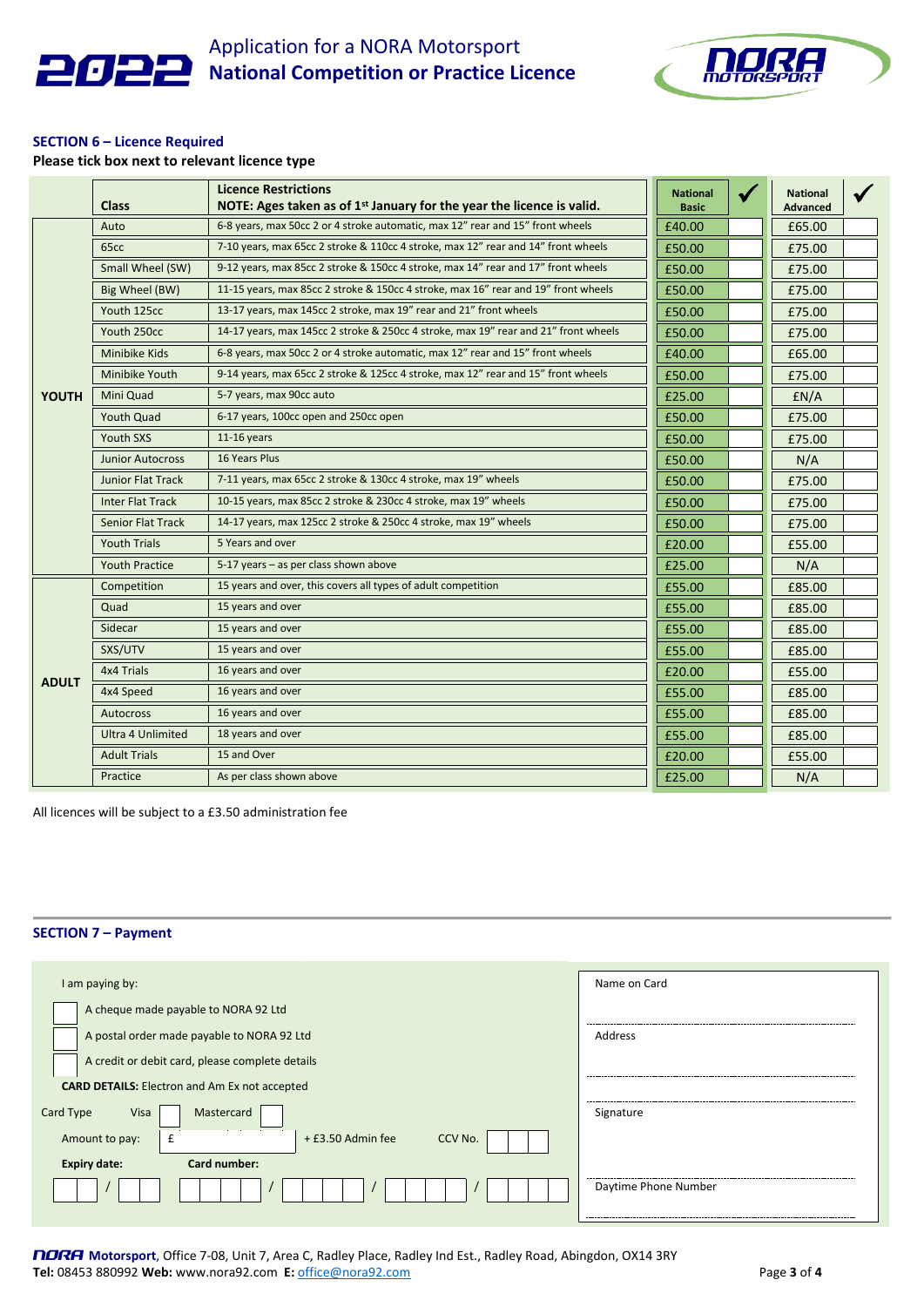# 2022 Application for a NORA Motorsport National Competition or Practice Licence

## SECTION 6 – Licence Required

**Please tick box next to relevant licence type**

| | Class | Licence Restrictions<br>NOTE: Ages taken as of 1st January for the year the licence is valid. | National Basic | ✓ | National Advanced | ✓ |
|---|---|---|---|---|---|---|
| YOUTH | Auto | 6-8 years, max 50cc 2 or 4 stroke automatic, max 12" rear and 15" front wheels | £40.00 | | £65.00 | |
| | 65cc | 7-10 years, max 65cc 2 stroke & 110cc 4 stroke, max 12" rear and 14" front wheels | £50.00 | | £75.00 | |
| | Small Wheel (SW) | 9-12 years, max 85cc 2 stroke & 150cc 4 stroke, max 14" rear and 17" front wheels | £50.00 | | £75.00 | |
| | Big Wheel (BW) | 11-15 years, max 85cc 2 stroke & 150cc 4 stroke, max 16" rear and 19" front wheels | £50.00 | | £75.00 | |
| | Youth 125cc | 13-17 years, max 145cc 2 stroke, max 19" rear and 21" front wheels | £50.00 | | £75.00 | |
| | Youth 250cc | 14-17 years, max 145cc 2 stroke & 250cc 4 stroke, max 19" rear and 21" front wheels | £50.00 | | £75.00 | |
| | Minibike Kids | 6-8 years, max 50cc 2 or 4 stroke automatic, max 12" rear and 15" front wheels | £40.00 | | £65.00 | |
| | Minibike Youth | 9-14 years, max 65cc 2 stroke & 125cc 4 stroke, max 12" rear and 15" front wheels | £50.00 | | £75.00 | |
| | Mini Quad | 5-7 years, max 90cc auto | £25.00 | | £N/A | |
| | Youth Quad | 6-17 years, 100cc open and 250cc open | £50.00 | | £75.00 | |
| | Youth SXS | 11-16 years | £50.00 | | £75.00 | |
| | Junior Autocross | 16 Years Plus | £50.00 | | N/A | |
| | Junior Flat Track | 7-11 years, max 65cc 2 stroke & 130cc 4 stroke, max 19" wheels | £50.00 | | £75.00 | |
| | Inter Flat Track | 10-15 years, max 85cc 2 stroke & 230cc 4 stroke, max 19" wheels | £50.00 | | £75.00 | |
| | Senior Flat Track | 14-17 years, max 125cc 2 stroke & 250cc 4 stroke, max 19" wheels | £50.00 | | £75.00 | |
| | Youth Trials | 5 Years and over | £20.00 | | £55.00 | |
| | Youth Practice | 5-17 years – as per class shown above | £25.00 | | N/A | |
| ADULT | Competition | 15 years and over, this covers all types of adult competition | £55.00 | | £85.00 | |
| | Quad | 15 years and over | £55.00 | | £85.00 | |
| | Sidecar | 15 years and over | £55.00 | | £85.00 | |
| | SXS/UTV | 15 years and over | £55.00 | | £85.00 | |
| | 4x4 Trials | 16 years and over | £20.00 | | £55.00 | |
| | 4x4 Speed | 16 years and over | £55.00 | | £85.00 | |
| | Autocross | 16 years and over | £55.00 | | £85.00 | |
| | Ultra 4 Unlimited | 18 years and over | £55.00 | | £85.00 | |
| | Adult Trials | 15 and Over | £20.00 | | £55.00 | |
| | Practice | As per class shown above | £25.00 | | N/A | |

All licences will be subject to a £3.50 administration fee

## SECTION 7 – Payment

I am paying by:

- ☐ A cheque made payable to NORA 92 Ltd
- ☐ A postal order made payable to NORA 92 Ltd
- ☐ A credit or debit card, please complete details

**CARD DETAILS:** Electron and Am Ex not accepted

Card Type: Visa ☐ Mastercard ☐

Amount to pay: £ ________ + £3.50 Admin fee    CCV No. ☐☐☐

**Expiry date:** ☐☐ / ☐☐    **Card number:** ☐☐☐☐ / ☐☐☐☐ / ☐☐☐☐ / ☐☐☐☐

Name on Card ____________________

Address ____________________

____________________

Signature ____________________

Daytime Phone Number ____________________

**NORA Motorsport**, Office 7-08, Unit 7, Area C, Radley Place, Radley Ind Est., Radley Road, Abingdon, OX14 3RY
**Tel:** 08453 880992 **Web:** www.nora92.com **E:** office@nora92.com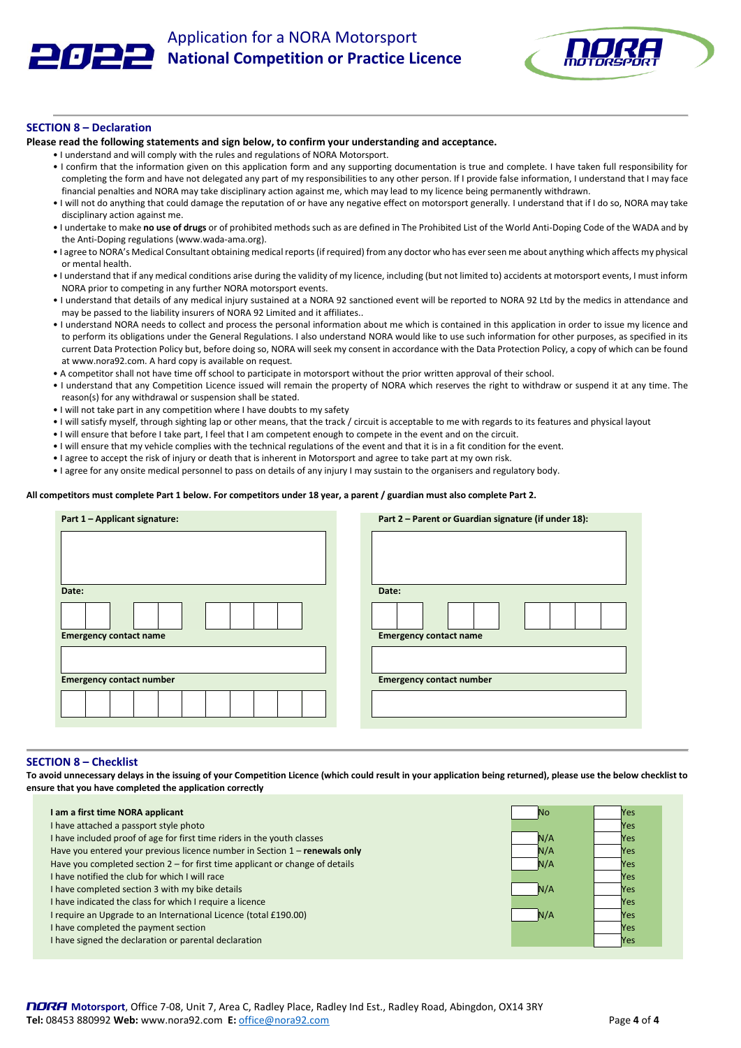# Application for a NORA Motorsport
## National Competition or Practice Licence

### SECTION 8 – Declaration

**Please read the following statements and sign below, to confirm your understanding and acceptance.**

- I understand and will comply with the rules and regulations of NORA Motorsport.
- I confirm that the information given on this application form and any supporting documentation is true and complete. I have taken full responsibility for completing the form and have not delegated any part of my responsibilities to any other person. If I provide false information, I understand that I may face financial penalties and NORA may take disciplinary action against me, which may lead to my licence being permanently withdrawn.
- I will not do anything that could damage the reputation of or have any negative effect on motorsport generally. I understand that if I do so, NORA may take disciplinary action against me.
- I undertake to make **no use of drugs** or of prohibited methods such as are defined in The Prohibited List of the World Anti-Doping Code of the WADA and by the Anti-Doping regulations (www.wada-ama.org).
- I agree to NORA's Medical Consultant obtaining medical reports (if required) from any doctor who has ever seen me about anything which affects my physical or mental health.
- I understand that if any medical conditions arise during the validity of my licence, including (but not limited to) accidents at motorsport events, I must inform NORA prior to competing in any further NORA motorsport events.
- I understand that details of any medical injury sustained at a NORA 92 sanctioned event will be reported to NORA 92 Ltd by the medics in attendance and may be passed to the liability insurers of NORA 92 Limited and it affiliates..
- I understand NORA needs to collect and process the personal information about me which is contained in this application in order to issue my licence and to perform its obligations under the General Regulations. I also understand NORA would like to use such information for other purposes, as specified in its current Data Protection Policy but, before doing so, NORA will seek my consent in accordance with the Data Protection Policy, a copy of which can be found at www.nora92.com. A hard copy is available on request.
- A competitor shall not have time off school to participate in motorsport without the prior written approval of their school.
- I understand that any Competition Licence issued will remain the property of NORA which reserves the right to withdraw or suspend it at any time. The reason(s) for any withdrawal or suspension shall be stated.
- I will not take part in any competition where I have doubts to my safety
- I will satisfy myself, through sighting lap or other means, that the track / circuit is acceptable to me with regards to its features and physical layout
- I will ensure that before I take part, I feel that I am competent enough to compete in the event and on the circuit.
- I will ensure that my vehicle complies with the technical regulations of the event and that it is in a fit condition for the event.
- I agree to accept the risk of injury or death that is inherent in Motorsport and agree to take part at my own risk.
- I agree for any onsite medical personnel to pass on details of any injury I may sustain to the organisers and regulatory body.

**All competitors must complete Part 1 below. For competitors under 18 year, a parent / guardian must also complete Part 2.**

| **Part 1 – Applicant signature:** | **Part 2 – Parent or Guardian signature (if under 18):** |
|---|---|
| | |
| **Date:** | **Date:** |
| | |
| **Emergency contact name** | **Emergency contact name** |
| | |
| **Emergency contact number** | **Emergency contact number** |
| | |

### SECTION 8 – Checklist

**To avoid unnecessary delays in the issuing of your Competition Licence (which could result in your application being returned), please use the below checklist to ensure that you have completed the application correctly**

| | | |
|---|---|---|
| **I am a first time NORA applicant** | No | Yes |
| I have attached a passport style photo | | Yes |
| I have included proof of age for first time riders in the youth classes | N/A | Yes |
| Have you entered your previous licence number in Section 1 – **renewals only** | N/A | Yes |
| Have you completed section 2 – for first time applicant or change of details | N/A | Yes |
| I have notified the club for which I will race | | Yes |
| I have completed section 3 with my bike details | N/A | Yes |
| I have indicated the class for which I require a licence | | Yes |
| I require an Upgrade to an International Licence (total £190.00) | N/A | Yes |
| I have completed the payment section | | Yes |
| I have signed the declaration or parental declaration | | Yes |

**NORA Motorsport**, Office 7-08, Unit 7, Area C, Radley Place, Radley Ind Est., Radley Road, Abingdon, OX14 3RY
**Tel:** 08453 880992 **Web:** www.nora92.com **E:** office@nora92.com